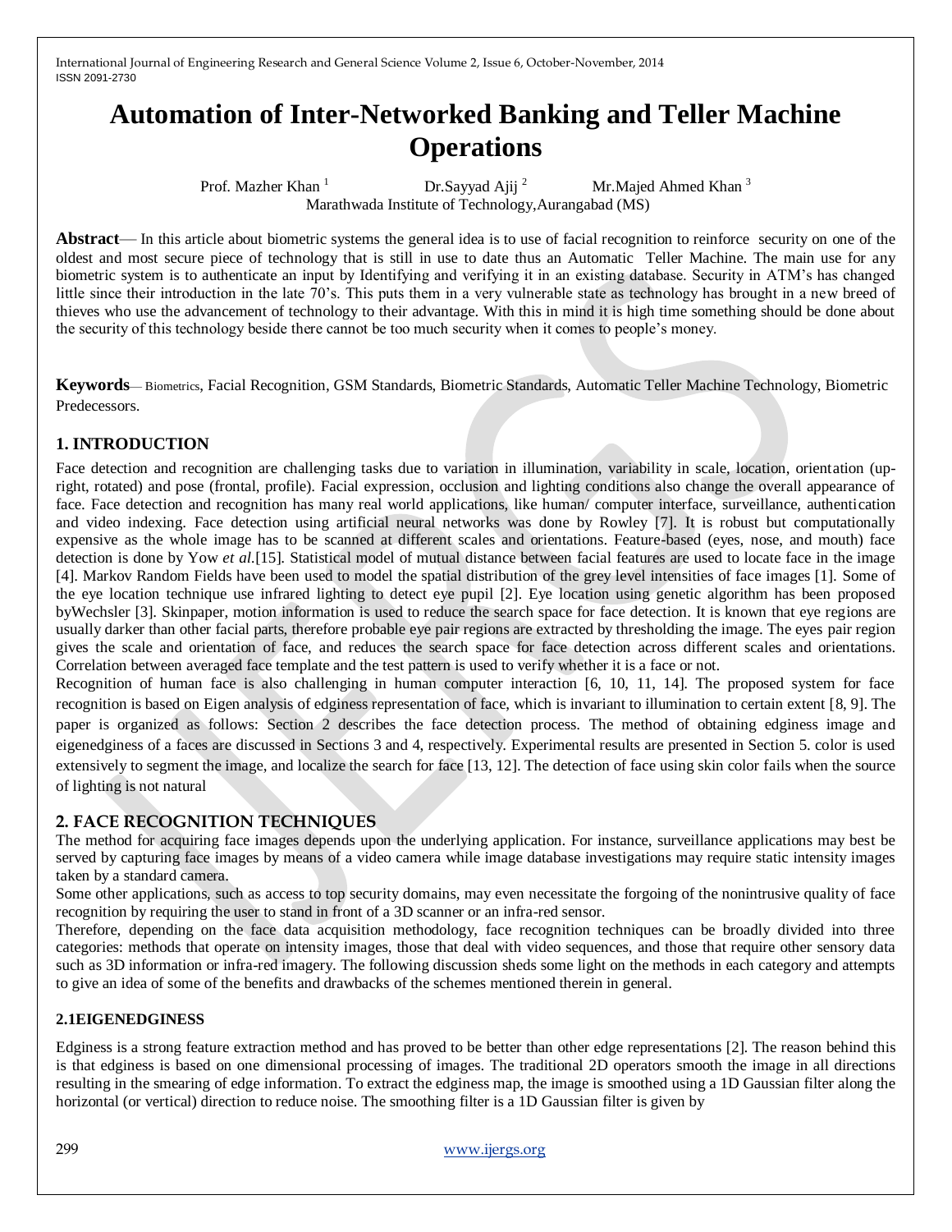# Automation of Inter-Networked Banking and Teller Machine Operations

Prof. Mazher Khan [1] Dr.Sayyad Ajij [2] Mr.Majed Ahmed Khan [3]

Marathwada Institute of Technology,Aurangabad (MS)

**Abstract**— In this article about biometric systems the general idea is to use of facial recognition to reinforce security on one of the oldest and most secure piece of technology that is still in use to date thus an Automatic Teller Machine. The main use for any biometric system is to authenticate an input by Identifying and verifying it in an existing database. Security in ATM's has changed little since their introduction in the late 70's. This puts them in a very vulnerable state as technology has brought in a new breed of thieves who use the advancement of technology to their advantage. With this in mind it is high time something should be done about the security of this technology beside there cannot be too much security when it comes to people's money.

**Keywords**— Biometrics, Facial Recognition, GSM Standards, Biometric Standards, Automatic Teller Machine Technology, Biometric Predecessors.

## 1. INTRODUCTION

Face detection and recognition are challenging tasks due to variation in illumination, variability in scale, location, orientation (up-right, rotated) and pose (frontal, profile). Facial expression, occlusion and lighting conditions also change the overall appearance of face. Face detection and recognition has many real world applications, like human/ computer interface, surveillance, authentication and video indexing. Face detection using artificial neural networks was done by Rowley [7]. It is robust but computationally expensive as the whole image has to be scanned at different scales and orientations. Feature-based (eyes, nose, and mouth) face detection is done by Yow *et al.*[15]. Statistical model of mutual distance between facial features are used to locate face in the image [4]. Markov Random Fields have been used to model the spatial distribution of the grey level intensities of face images [1]. Some of the eye location technique use infrared lighting to detect eye pupil [2]. Eye location using genetic algorithm has been proposed byWechsler [3]. Skinpaper, motion information is used to reduce the search space for face detection. It is known that eye regions are usually darker than other facial parts, therefore probable eye pair regions are extracted by thresholding the image. The eyes pair region gives the scale and orientation of face, and reduces the search space for face detection across different scales and orientations. Correlation between averaged face template and the test pattern is used to verify whether it is a face or not.

Recognition of human face is also challenging in human computer interaction [6, 10, 11, 14]. The proposed system for face recognition is based on Eigen analysis of edginess representation of face, which is invariant to illumination to certain extent [8, 9]. The paper is organized as follows: Section 2 describes the face detection process. The method of obtaining edginess image and eigenedginess of a faces are discussed in Sections 3 and 4, respectively. Experimental results are presented in Section 5. color is used extensively to segment the image, and localize the search for face [13, 12]. The detection of face using skin color fails when the source of lighting is not natural

## 2. FACE RECOGNITION TECHNIQUES

The method for acquiring face images depends upon the underlying application. For instance, surveillance applications may best be served by capturing face images by means of a video camera while image database investigations may require static intensity images taken by a standard camera.

Some other applications, such as access to top security domains, may even necessitate the forgoing of the nonintrusive quality of face recognition by requiring the user to stand in front of a 3D scanner or an infra-red sensor.

Therefore, depending on the face data acquisition methodology, face recognition techniques can be broadly divided into three categories: methods that operate on intensity images, those that deal with video sequences, and those that require other sensory data such as 3D information or infra-red imagery. The following discussion sheds some light on the methods in each category and attempts to give an idea of some of the benefits and drawbacks of the schemes mentioned therein in general.

### 2.1EIGENEDGINESS

Edginess is a strong feature extraction method and has proved to be better than other edge representations [2]. The reason behind this is that edginess is based on one dimensional processing of images. The traditional 2D operators smooth the image in all directions resulting in the smearing of edge information. To extract the edginess map, the image is smoothed using a 1D Gaussian filter along the horizontal (or vertical) direction to reduce noise. The smoothing filter is a 1D Gaussian filter is given by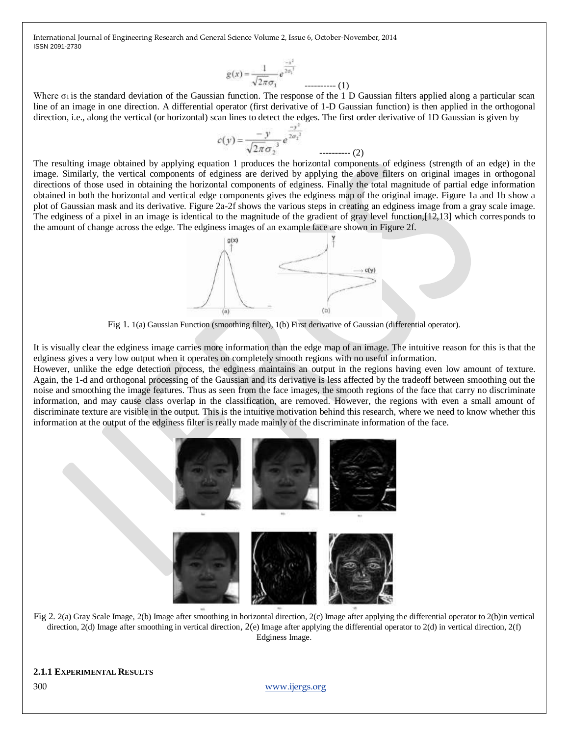$$g(x) = \frac{1}{\sqrt{2\pi}\sigma_1} e^{\frac{-x^2}{2\sigma_1^2}} \quad \text{---------- (1)}$$

Where $\sigma_1$ is the standard deviation of the Gaussian function. The response of the 1 D Gaussian filters applied along a particular scan line of an image in one direction. A differential operator (first derivative of 1-D Gaussian function) is then applied in the orthogonal direction, i.e., along the vertical (or horizontal) scan lines to detect the edges. The first order derivative of 1D Gaussian is given by

$$c(y) = \frac{-y}{\sqrt{2\pi}\sigma_2^{\ 3}} e^{\frac{-y^2}{2\sigma_2^2}} \quad \text{---------- (2)}$$

The resulting image obtained by applying equation 1 produces the horizontal components of edginess (strength of an edge) in the image. Similarly, the vertical components of edginess are derived by applying the above filters on original images in orthogonal directions of those used in obtaining the horizontal components of edginess. Finally the total magnitude of partial edge information obtained in both the horizontal and vertical edge components gives the edginess map of the original image. Figure 1a and 1b show a plot of Gaussian mask and its derivative. Figure 2a-2f shows the various steps in creating an edginess image from a gray scale image. The edginess of a pixel in an image is identical to the magnitude of the gradient of gray level function,[12,13] which corresponds to the amount of change across the edge. The edginess images of an example face are shown in Figure 2f.

Fig 1. 1(a) Gaussian Function (smoothing filter), 1(b) First derivative of Gaussian (differential operator).

It is visually clear the edginess image carries more information than the edge map of an image. The intuitive reason for this is that the edginess gives a very low output when it operates on completely smooth regions with no useful information.

However, unlike the edge detection process, the edginess maintains an output in the regions having even low amount of texture. Again, the 1-d and orthogonal processing of the Gaussian and its derivative is less affected by the tradeoff between smoothing out the noise and smoothing the image features. Thus as seen from the face images, the smooth regions of the face that carry no discriminate information, and may cause class overlap in the classification, are removed. However, the regions with even a small amount of discriminate texture are visible in the output. This is the intuitive motivation behind this research, where we need to know whether this information at the output of the edginess filter is really made mainly of the discriminate information of the face.

Fig 2. 2(a) Gray Scale Image, 2(b) Image after smoothing in horizontal direction, 2(c) Image after applying the differential operator to 2(b)in vertical direction, 2(d) Image after smoothing in vertical direction, 2(e) Image after applying the differential operator to 2(d) in vertical direction, 2(f) Edginess Image.

#### 2.1.1 EXPERIMENTAL RESULTS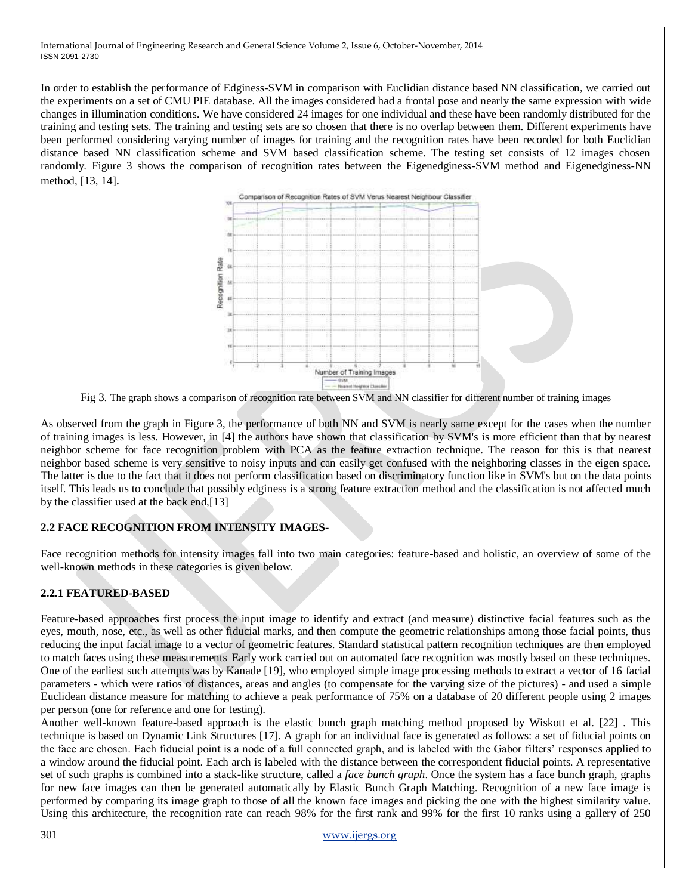In order to establish the performance of Edginess-SVM in comparison with Euclidian distance based NN classification, we carried out the experiments on a set of CMU PIE database. All the images considered had a frontal pose and nearly the same expression with wide changes in illumination conditions. We have considered 24 images for one individual and these have been randomly distributed for the training and testing sets. The training and testing sets are so chosen that there is no overlap between them. Different experiments have been performed considering varying number of images for training and the recognition rates have been recorded for both Euclidian distance based NN classification scheme and SVM based classification scheme. The testing set consists of 12 images chosen randomly. Figure 3 shows the comparison of recognition rates between the Eigenedginess-SVM method and Eigenedginess-NN method, [13, 14].

Fig 3. The graph shows a comparison of recognition rate between SVM and NN classifier for different number of training images

As observed from the graph in Figure 3, the performance of both NN and SVM is nearly same except for the cases when the number of training images is less. However, in [4] the authors have shown that classification by SVM's is more efficient than that by nearest neighbor scheme for face recognition problem with PCA as the feature extraction technique. The reason for this is that nearest neighbor based scheme is very sensitive to noisy inputs and can easily get confused with the neighboring classes in the eigen space. The latter is due to the fact that it does not perform classification based on discriminatory function like in SVM's but on the data points itself. This leads us to conclude that possibly edginess is a strong feature extraction method and the classification is not affected much by the classifier used at the back end,[13]

### 2.2 FACE RECOGNITION FROM INTENSITY IMAGES-

Face recognition methods for intensity images fall into two main categories: feature-based and holistic, an overview of some of the well-known methods in these categories is given below.

### 2.2.1 FEATURED-BASED

Feature-based approaches first process the input image to identify and extract (and measure) distinctive facial features such as the eyes, mouth, nose, etc., as well as other fiducial marks, and then compute the geometric relationships among those facial points, thus reducing the input facial image to a vector of geometric features. Standard statistical pattern recognition techniques are then employed to match faces using these measurements Early work carried out on automated face recognition was mostly based on these techniques. One of the earliest such attempts was by Kanade [19], who employed simple image processing methods to extract a vector of 16 facial parameters - which were ratios of distances, areas and angles (to compensate for the varying size of the pictures) - and used a simple Euclidean distance measure for matching to achieve a peak performance of 75% on a database of 20 different people using 2 images per person (one for reference and one for testing).

Another well-known feature-based approach is the elastic bunch graph matching method proposed by Wiskott et al. [22] . This technique is based on Dynamic Link Structures [17]. A graph for an individual face is generated as follows: a set of fiducial points on the face are chosen. Each fiducial point is a node of a full connected graph, and is labeled with the Gabor filters' responses applied to a window around the fiducial point. Each arch is labeled with the distance between the correspondent fiducial points. A representative set of such graphs is combined into a stack-like structure, called a *face bunch graph*. Once the system has a face bunch graph, graphs for new face images can then be generated automatically by Elastic Bunch Graph Matching. Recognition of a new face image is performed by comparing its image graph to those of all the known face images and picking the one with the highest similarity value. Using this architecture, the recognition rate can reach 98% for the first rank and 99% for the first 10 ranks using a gallery of 250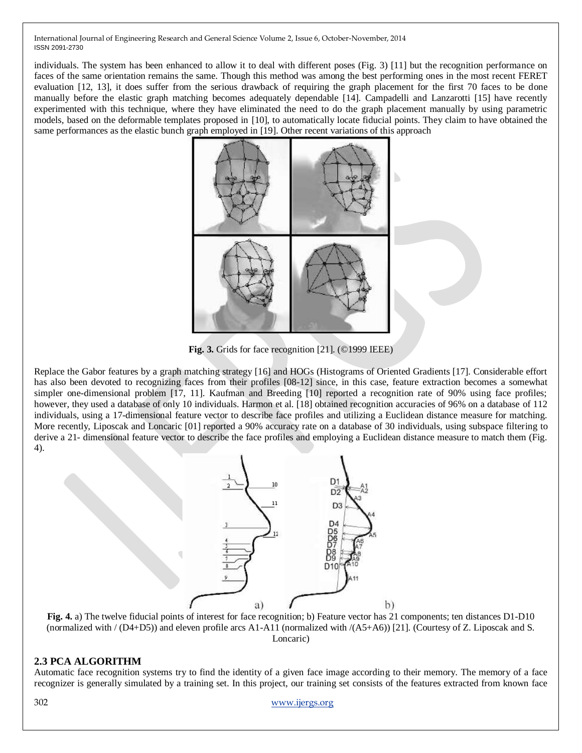individuals. The system has been enhanced to allow it to deal with different poses (Fig. 3) [11] but the recognition performance on faces of the same orientation remains the same. Though this method was among the best performing ones in the most recent FERET evaluation [12, 13], it does suffer from the serious drawback of requiring the graph placement for the first 70 faces to be done manually before the elastic graph matching becomes adequately dependable [14]. Campadelli and Lanzarotti [15] have recently experimented with this technique, where they have eliminated the need to do the graph placement manually by using parametric models, based on the deformable templates proposed in [10], to automatically locate fiducial points. They claim to have obtained the same performances as the elastic bunch graph employed in [19]. Other recent variations of this approach

**Fig. 3.** Grids for face recognition [21]. (©1999 IEEE)

Replace the Gabor features by a graph matching strategy [16] and HOGs (Histograms of Oriented Gradients [17]. Considerable effort has also been devoted to recognizing faces from their profiles [08-12] since, in this case, feature extraction becomes a somewhat simpler one-dimensional problem [17, 11]. Kaufman and Breeding [10] reported a recognition rate of 90% using face profiles; however, they used a database of only 10 individuals. Harmon et al. [18] obtained recognition accuracies of 96% on a database of 112 individuals, using a 17-dimensional feature vector to describe face profiles and utilizing a Euclidean distance measure for matching. More recently, Liposcak and Loncaric [01] reported a 90% accuracy rate on a database of 30 individuals, using subspace filtering to derive a 21- dimensional feature vector to describe the face profiles and employing a Euclidean distance measure to match them (Fig. 4).

**Fig. 4.** a) The twelve fiducial points of interest for face recognition; b) Feature vector has 21 components; ten distances D1-D10 (normalized with / (D4+D5)) and eleven profile arcs A1-A11 (normalized with /(A5+A6)) [21]. (Courtesy of Z. Liposcak and S. Loncaric)

## 2.3 PCA ALGORITHM

Automatic face recognition systems try to find the identity of a given face image according to their memory. The memory of a face recognizer is generally simulated by a training set. In this project, our training set consists of the features extracted from known face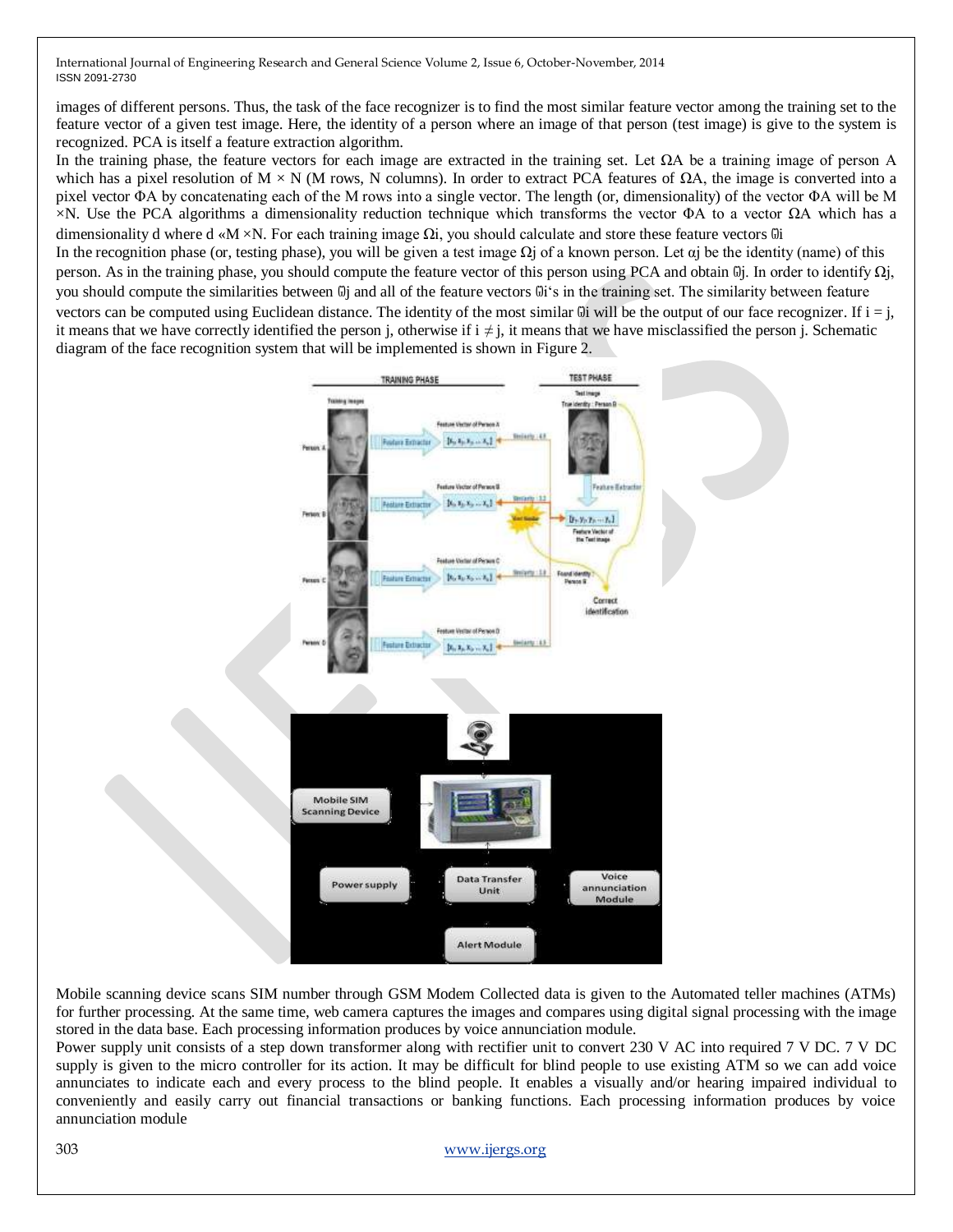images of different persons. Thus, the task of the face recognizer is to find the most similar feature vector among the training set to the feature vector of a given test image. Here, the identity of a person where an image of that person (test image) is give to the system is recognized. PCA is itself a feature extraction algorithm.

In the training phase, the feature vectors for each image are extracted in the training set. Let ΩA be a training image of person A which has a pixel resolution of M × N (M rows, N columns). In order to extract PCA features of ΩA, the image is converted into a pixel vector ΦA by concatenating each of the M rows into a single vector. The length (or, dimensionality) of the vector ΦA will be M ×N. Use the PCA algorithms a dimensionality reduction technique which transforms the vector ΦA to a vector ΩA which has a dimensionality d where d «M ×N. For each training image Ωi, you should calculate and store these feature vectors ⍵i

In the recognition phase (or, testing phase), you will be given a test image Ωj of a known person. Let αj be the identity (name) of this person. As in the training phase, you should compute the feature vector of this person using PCA and obtain ⍵j. In order to identify Ωj, you should compute the similarities between ⍵j and all of the feature vectors ⍵i's in the training set. The similarity between feature vectors can be computed using Euclidean distance. The identity of the most similar ⍵i will be the output of our face recognizer. If i = j, it means that we have correctly identified the person j, otherwise if i ≠ j, it means that we have misclassified the person j. Schematic diagram of the face recognition system that will be implemented is shown in Figure 2.

Mobile scanning device scans SIM number through GSM Modem Collected data is given to the Automated teller machines (ATMs) for further processing. At the same time, web camera captures the images and compares using digital signal processing with the image stored in the data base. Each processing information produces by voice annunciation module.

Power supply unit consists of a step down transformer along with rectifier unit to convert 230 V AC into required 7 V DC. 7 V DC supply is given to the micro controller for its action. It may be difficult for blind people to use existing ATM so we can add voice annunciates to indicate each and every process to the blind people. It enables a visually and/or hearing impaired individual to conveniently and easily carry out financial transactions or banking functions. Each processing information produces by voice annunciation module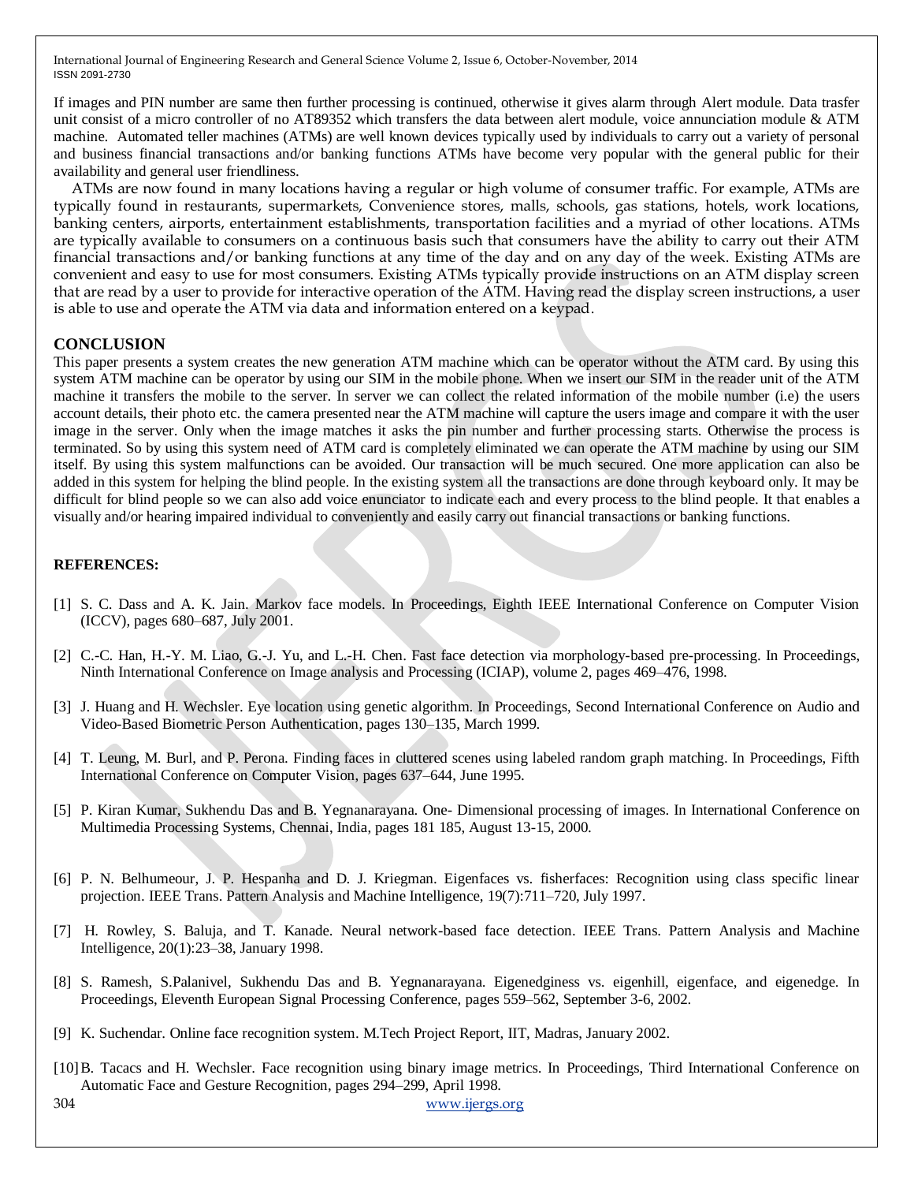If images and PIN number are same then further processing is continued, otherwise it gives alarm through Alert module. Data trasfer unit consist of a micro controller of no AT89352 which transfers the data between alert module, voice annunciation module & ATM machine. Automated teller machines (ATMs) are well known devices typically used by individuals to carry out a variety of personal and business financial transactions and/or banking functions ATMs have become very popular with the general public for their availability and general user friendliness.

ATMs are now found in many locations having a regular or high volume of consumer traffic. For example, ATMs are typically found in restaurants, supermarkets, Convenience stores, malls, schools, gas stations, hotels, work locations, banking centers, airports, entertainment establishments, transportation facilities and a myriad of other locations. ATMs are typically available to consumers on a continuous basis such that consumers have the ability to carry out their ATM financial transactions and/or banking functions at any time of the day and on any day of the week. Existing ATMs are convenient and easy to use for most consumers. Existing ATMs typically provide instructions on an ATM display screen that are read by a user to provide for interactive operation of the ATM. Having read the display screen instructions, a user is able to use and operate the ATM via data and information entered on a keypad.

## CONCLUSION

This paper presents a system creates the new generation ATM machine which can be operator without the ATM card. By using this system ATM machine can be operator by using our SIM in the mobile phone. When we insert our SIM in the reader unit of the ATM machine it transfers the mobile to the server. In server we can collect the related information of the mobile number (i.e) the users account details, their photo etc. the camera presented near the ATM machine will capture the users image and compare it with the user image in the server. Only when the image matches it asks the pin number and further processing starts. Otherwise the process is terminated. So by using this system need of ATM card is completely eliminated we can operate the ATM machine by using our SIM itself. By using this system malfunctions can be avoided. Our transaction will be much secured. One more application can also be added in this system for helping the blind people. In the existing system all the transactions are done through keyboard only. It may be difficult for blind people so we can also add voice enunciator to indicate each and every process to the blind people. It that enables a visually and/or hearing impaired individual to conveniently and easily carry out financial transactions or banking functions.

## REFERENCES:

[1] S. C. Dass and A. K. Jain. Markov face models. In Proceedings, Eighth IEEE International Conference on Computer Vision (ICCV), pages 680–687, July 2001.

[2] C.-C. Han, H.-Y. M. Liao, G.-J. Yu, and L.-H. Chen. Fast face detection via morphology-based pre-processing. In Proceedings, Ninth International Conference on Image analysis and Processing (ICIAP), volume 2, pages 469–476, 1998.

[3] J. Huang and H. Wechsler. Eye location using genetic algorithm. In Proceedings, Second International Conference on Audio and Video-Based Biometric Person Authentication, pages 130–135, March 1999.

[4] T. Leung, M. Burl, and P. Perona. Finding faces in cluttered scenes using labeled random graph matching. In Proceedings, Fifth International Conference on Computer Vision, pages 637–644, June 1995.

[5] P. Kiran Kumar, Sukhendu Das and B. Yegnanarayana. One- Dimensional processing of images. In International Conference on Multimedia Processing Systems, Chennai, India, pages 181 185, August 13-15, 2000.

[6] P. N. Belhumeour, J. P. Hespanha and D. J. Kriegman. Eigenfaces vs. fisherfaces: Recognition using class specific linear projection. IEEE Trans. Pattern Analysis and Machine Intelligence, 19(7):711–720, July 1997.

[7] H. Rowley, S. Baluja, and T. Kanade. Neural network-based face detection. IEEE Trans. Pattern Analysis and Machine Intelligence, 20(1):23–38, January 1998.

[8] S. Ramesh, S.Palanivel, Sukhendu Das and B. Yegnanarayana. Eigenedginess vs. eigenhill, eigenface, and eigenedge. In Proceedings, Eleventh European Signal Processing Conference, pages 559–562, September 3-6, 2002.

[9] K. Suchendar. Online face recognition system. M.Tech Project Report, IIT, Madras, January 2002.

[10] B. Tacacs and H. Wechsler. Face recognition using binary image metrics. In Proceedings, Third International Conference on Automatic Face and Gesture Recognition, pages 294–299, April 1998.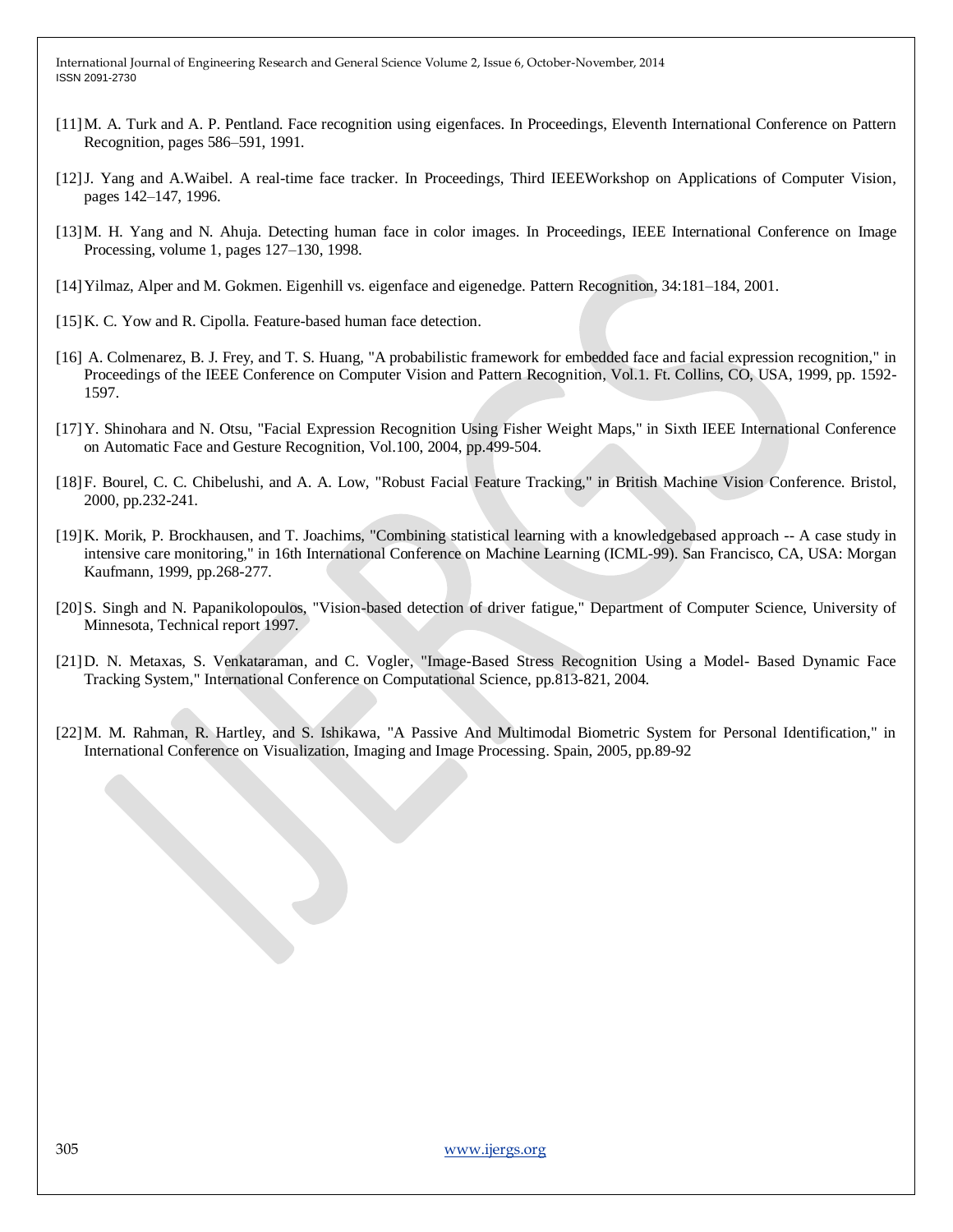[11] M. A. Turk and A. P. Pentland. Face recognition using eigenfaces. In Proceedings, Eleventh International Conference on Pattern Recognition, pages 586–591, 1991.

[12] J. Yang and A.Waibel. A real-time face tracker. In Proceedings, Third IEEEWorkshop on Applications of Computer Vision, pages 142–147, 1996.

[13] M. H. Yang and N. Ahuja. Detecting human face in color images. In Proceedings, IEEE International Conference on Image Processing, volume 1, pages 127–130, 1998.

[14] Yilmaz, Alper and M. Gokmen. Eigenhill vs. eigenface and eigenedge. Pattern Recognition, 34:181–184, 2001.

[15] K. C. Yow and R. Cipolla. Feature-based human face detection.

[16] A. Colmenarez, B. J. Frey, and T. S. Huang, "A probabilistic framework for embedded face and facial expression recognition," in Proceedings of the IEEE Conference on Computer Vision and Pattern Recognition, Vol.1. Ft. Collins, CO, USA, 1999, pp. 1592-1597.

[17] Y. Shinohara and N. Otsu, "Facial Expression Recognition Using Fisher Weight Maps," in Sixth IEEE International Conference on Automatic Face and Gesture Recognition, Vol.100, 2004, pp.499-504.

[18] F. Bourel, C. C. Chibelushi, and A. A. Low, "Robust Facial Feature Tracking," in British Machine Vision Conference. Bristol, 2000, pp.232-241.

[19] K. Morik, P. Brockhausen, and T. Joachims, "Combining statistical learning with a knowledgebased approach -- A case study in intensive care monitoring," in 16th International Conference on Machine Learning (ICML-99). San Francisco, CA, USA: Morgan Kaufmann, 1999, pp.268-277.

[20] S. Singh and N. Papanikolopoulos, "Vision-based detection of driver fatigue," Department of Computer Science, University of Minnesota, Technical report 1997.

[21] D. N. Metaxas, S. Venkataraman, and C. Vogler, "Image-Based Stress Recognition Using a Model- Based Dynamic Face Tracking System," International Conference on Computational Science, pp.813-821, 2004.

[22] M. M. Rahman, R. Hartley, and S. Ishikawa, "A Passive And Multimodal Biometric System for Personal Identification," in International Conference on Visualization, Imaging and Image Processing. Spain, 2005, pp.89-92